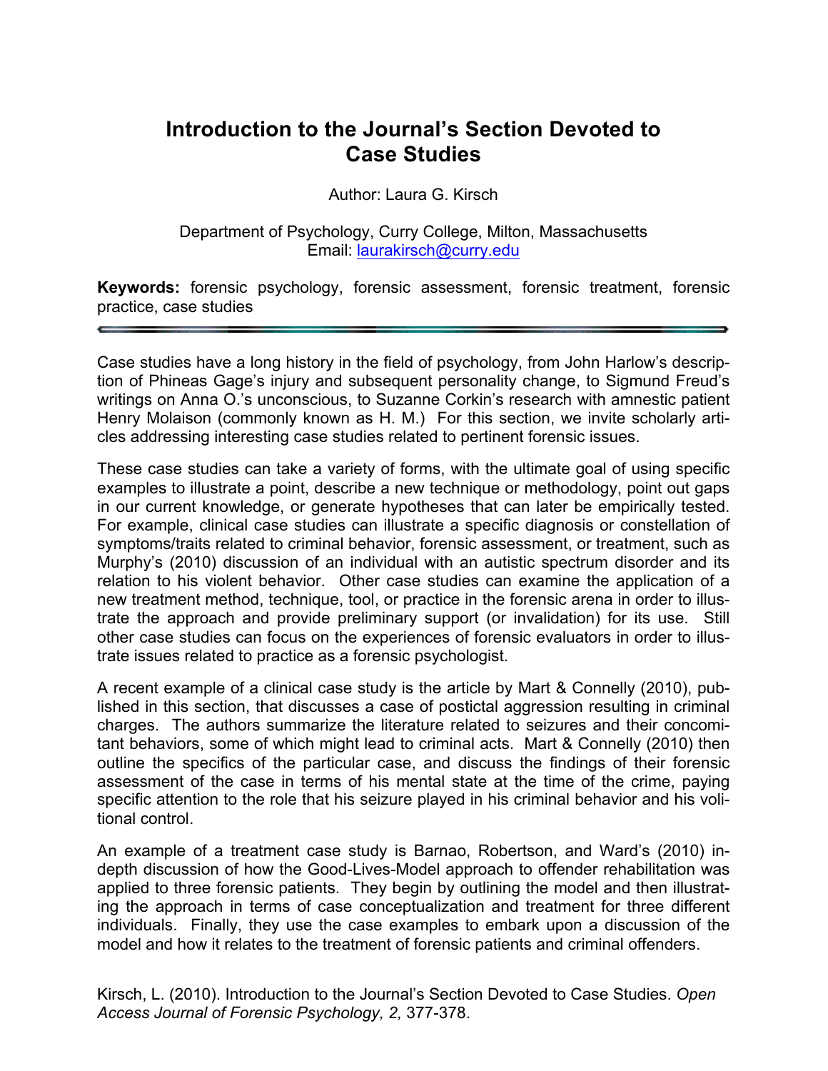# Introduction to the Journal's Section Devoted to Case Studies

Author: Laura G. Kirsch

Department of Psychology, Curry College, Milton, Massachusetts
Email: laurakirsch@curry.edu

**Keywords:** forensic psychology, forensic assessment, forensic treatment, forensic practice, case studies

---

Case studies have a long history in the field of psychology, from John Harlow's description of Phineas Gage's injury and subsequent personality change, to Sigmund Freud's writings on Anna O.'s unconscious, to Suzanne Corkin's research with amnestic patient Henry Molaison (commonly known as H. M.) For this section, we invite scholarly articles addressing interesting case studies related to pertinent forensic issues.

These case studies can take a variety of forms, with the ultimate goal of using specific examples to illustrate a point, describe a new technique or methodology, point out gaps in our current knowledge, or generate hypotheses that can later be empirically tested. For example, clinical case studies can illustrate a specific diagnosis or constellation of symptoms/traits related to criminal behavior, forensic assessment, or treatment, such as Murphy's (2010) discussion of an individual with an autistic spectrum disorder and its relation to his violent behavior. Other case studies can examine the application of a new treatment method, technique, tool, or practice in the forensic arena in order to illustrate the approach and provide preliminary support (or invalidation) for its use. Still other case studies can focus on the experiences of forensic evaluators in order to illustrate issues related to practice as a forensic psychologist.

A recent example of a clinical case study is the article by Mart & Connelly (2010), published in this section, that discusses a case of postictal aggression resulting in criminal charges. The authors summarize the literature related to seizures and their concomitant behaviors, some of which might lead to criminal acts. Mart & Connelly (2010) then outline the specifics of the particular case, and discuss the findings of their forensic assessment of the case in terms of his mental state at the time of the crime, paying specific attention to the role that his seizure played in his criminal behavior and his volitional control.

An example of a treatment case study is Barnao, Robertson, and Ward's (2010) in-depth discussion of how the Good-Lives-Model approach to offender rehabilitation was applied to three forensic patients. They begin by outlining the model and then illustrating the approach in terms of case conceptualization and treatment for three different individuals. Finally, they use the case examples to embark upon a discussion of the model and how it relates to the treatment of forensic patients and criminal offenders.

Kirsch, L. (2010). Introduction to the Journal's Section Devoted to Case Studies. *Open Access Journal of Forensic Psychology, 2,* 377-378.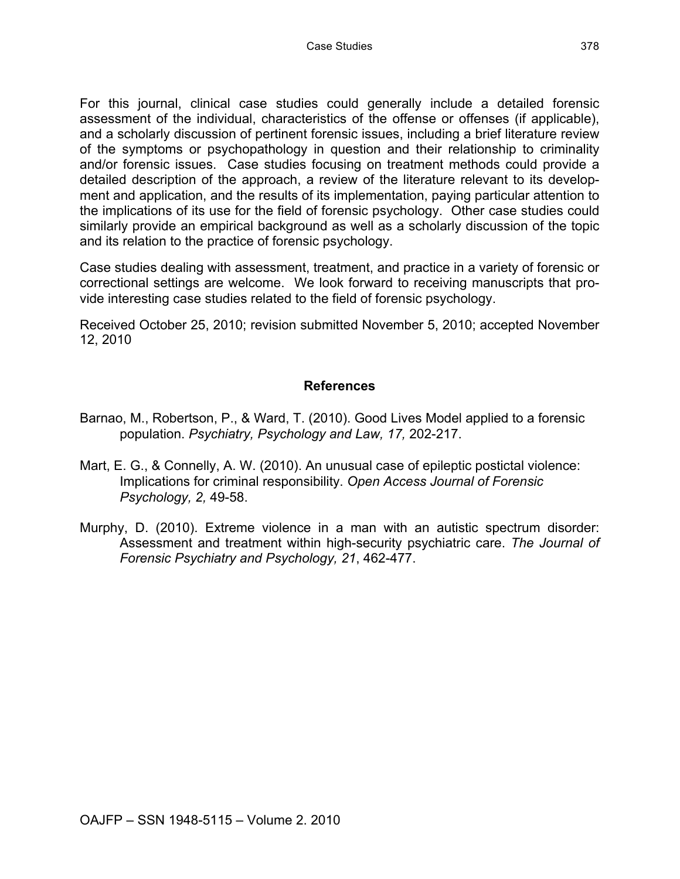For this journal, clinical case studies could generally include a detailed forensic assessment of the individual, characteristics of the offense or offenses (if applicable), and a scholarly discussion of pertinent forensic issues, including a brief literature review of the symptoms or psychopathology in question and their relationship to criminality and/or forensic issues. Case studies focusing on treatment methods could provide a detailed description of the approach, a review of the literature relevant to its development and application, and the results of its implementation, paying particular attention to the implications of its use for the field of forensic psychology. Other case studies could similarly provide an empirical background as well as a scholarly discussion of the topic and its relation to the practice of forensic psychology.

Case studies dealing with assessment, treatment, and practice in a variety of forensic or correctional settings are welcome. We look forward to receiving manuscripts that provide interesting case studies related to the field of forensic psychology.

Received October 25, 2010; revision submitted November 5, 2010; accepted November 12, 2010

## References

Barnao, M., Robertson, P., & Ward, T. (2010). Good Lives Model applied to a forensic population. *Psychiatry, Psychology and Law, 17,* 202-217.

Mart, E. G., & Connelly, A. W. (2010). An unusual case of epileptic postictal violence: Implications for criminal responsibility. *Open Access Journal of Forensic Psychology, 2,* 49-58.

Murphy, D. (2010). Extreme violence in a man with an autistic spectrum disorder: Assessment and treatment within high-security psychiatric care. *The Journal of Forensic Psychiatry and Psychology, 21*, 462-477.